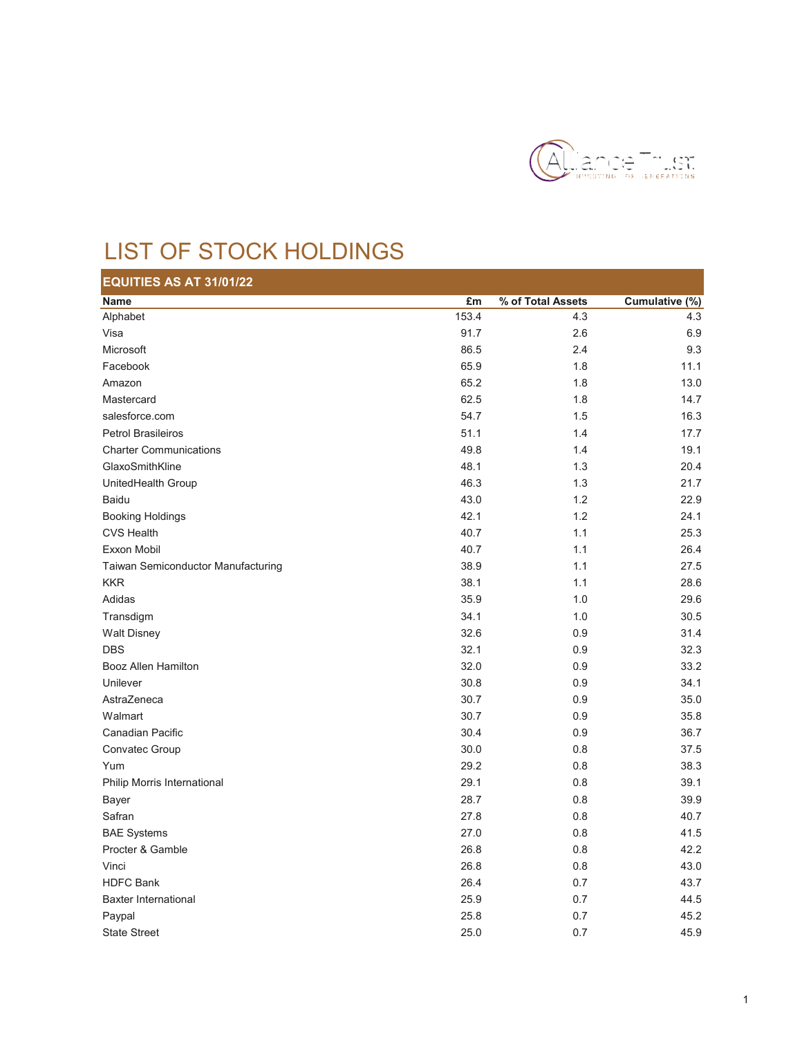# LIST OF STOCK HOLDINGS

## EQUITIES AS AT 31/01/22

| Name | £m | % of Total Assets | Cumulative (%) |
|---|---|---|---|
| Alphabet | 153.4 | 4.3 | 4.3 |
| Visa | 91.7 | 2.6 | 6.9 |
| Microsoft | 86.5 | 2.4 | 9.3 |
| Facebook | 65.9 | 1.8 | 11.1 |
| Amazon | 65.2 | 1.8 | 13.0 |
| Mastercard | 62.5 | 1.8 | 14.7 |
| salesforce.com | 54.7 | 1.5 | 16.3 |
| Petrol Brasileiros | 51.1 | 1.4 | 17.7 |
| Charter Communications | 49.8 | 1.4 | 19.1 |
| GlaxoSmithKline | 48.1 | 1.3 | 20.4 |
| UnitedHealth Group | 46.3 | 1.3 | 21.7 |
| Baidu | 43.0 | 1.2 | 22.9 |
| Booking Holdings | 42.1 | 1.2 | 24.1 |
| CVS Health | 40.7 | 1.1 | 25.3 |
| Exxon Mobil | 40.7 | 1.1 | 26.4 |
| Taiwan Semiconductor Manufacturing | 38.9 | 1.1 | 27.5 |
| KKR | 38.1 | 1.1 | 28.6 |
| Adidas | 35.9 | 1.0 | 29.6 |
| Transdigm | 34.1 | 1.0 | 30.5 |
| Walt Disney | 32.6 | 0.9 | 31.4 |
| DBS | 32.1 | 0.9 | 32.3 |
| Booz Allen Hamilton | 32.0 | 0.9 | 33.2 |
| Unilever | 30.8 | 0.9 | 34.1 |
| AstraZeneca | 30.7 | 0.9 | 35.0 |
| Walmart | 30.7 | 0.9 | 35.8 |
| Canadian Pacific | 30.4 | 0.9 | 36.7 |
| Convatec Group | 30.0 | 0.8 | 37.5 |
| Yum | 29.2 | 0.8 | 38.3 |
| Philip Morris International | 29.1 | 0.8 | 39.1 |
| Bayer | 28.7 | 0.8 | 39.9 |
| Safran | 27.8 | 0.8 | 40.7 |
| BAE Systems | 27.0 | 0.8 | 41.5 |
| Procter & Gamble | 26.8 | 0.8 | 42.2 |
| Vinci | 26.8 | 0.8 | 43.0 |
| HDFC Bank | 26.4 | 0.7 | 43.7 |
| Baxter International | 25.9 | 0.7 | 44.5 |
| Paypal | 25.8 | 0.7 | 45.2 |
| State Street | 25.0 | 0.7 | 45.9 |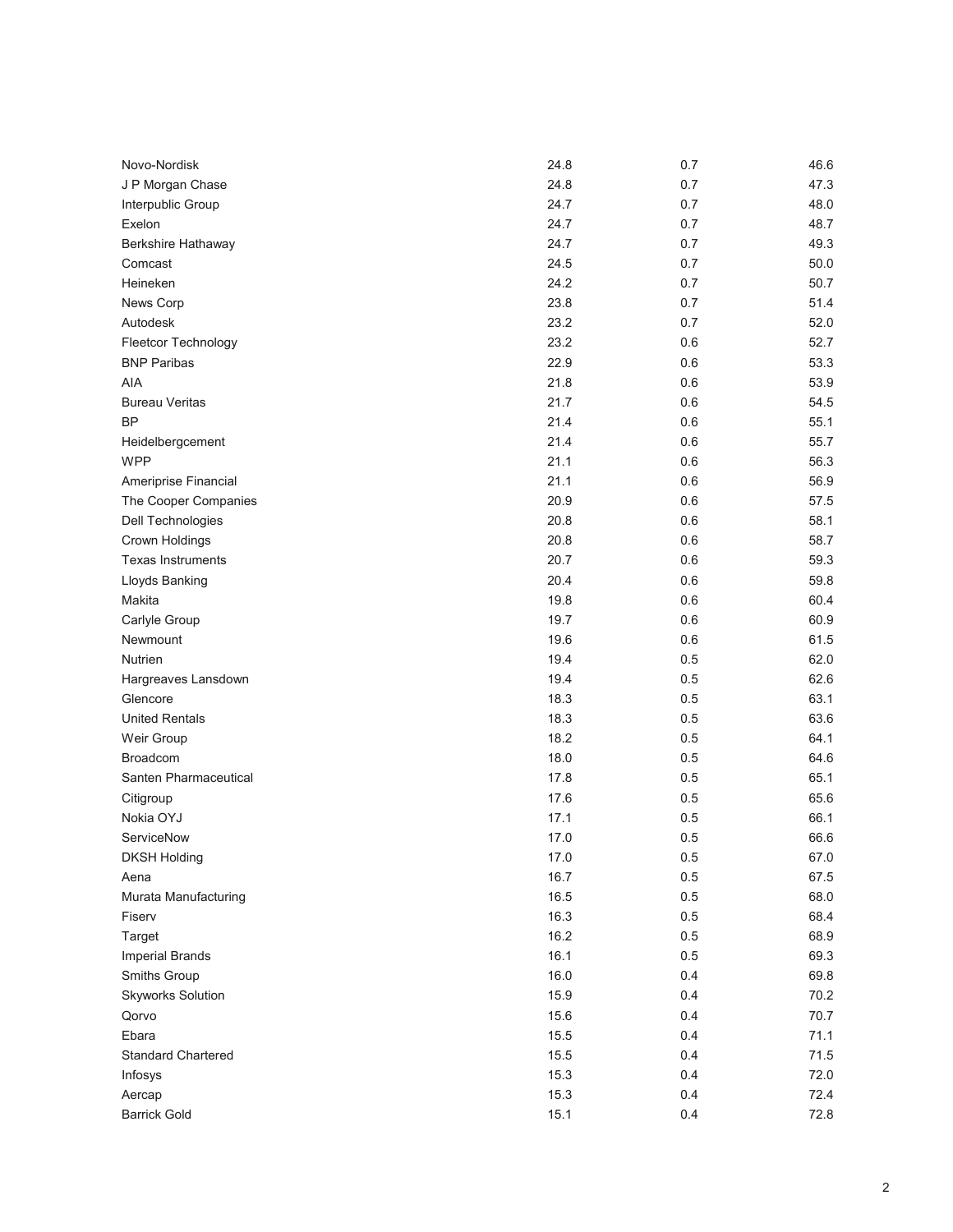| | | | |
|---|---|---|---|
| Novo-Nordisk | 24.8 | 0.7 | 46.6 |
| J P Morgan Chase | 24.8 | 0.7 | 47.3 |
| Interpublic Group | 24.7 | 0.7 | 48.0 |
| Exelon | 24.7 | 0.7 | 48.7 |
| Berkshire Hathaway | 24.7 | 0.7 | 49.3 |
| Comcast | 24.5 | 0.7 | 50.0 |
| Heineken | 24.2 | 0.7 | 50.7 |
| News Corp | 23.8 | 0.7 | 51.4 |
| Autodesk | 23.2 | 0.7 | 52.0 |
| Fleetcor Technology | 23.2 | 0.6 | 52.7 |
| BNP Paribas | 22.9 | 0.6 | 53.3 |
| AIA | 21.8 | 0.6 | 53.9 |
| Bureau Veritas | 21.7 | 0.6 | 54.5 |
| BP | 21.4 | 0.6 | 55.1 |
| Heidelbergcement | 21.4 | 0.6 | 55.7 |
| WPP | 21.1 | 0.6 | 56.3 |
| Ameriprise Financial | 21.1 | 0.6 | 56.9 |
| The Cooper Companies | 20.9 | 0.6 | 57.5 |
| Dell Technologies | 20.8 | 0.6 | 58.1 |
| Crown Holdings | 20.8 | 0.6 | 58.7 |
| Texas Instruments | 20.7 | 0.6 | 59.3 |
| Lloyds Banking | 20.4 | 0.6 | 59.8 |
| Makita | 19.8 | 0.6 | 60.4 |
| Carlyle Group | 19.7 | 0.6 | 60.9 |
| Newmount | 19.6 | 0.6 | 61.5 |
| Nutrien | 19.4 | 0.5 | 62.0 |
| Hargreaves Lansdown | 19.4 | 0.5 | 62.6 |
| Glencore | 18.3 | 0.5 | 63.1 |
| United Rentals | 18.3 | 0.5 | 63.6 |
| Weir Group | 18.2 | 0.5 | 64.1 |
| Broadcom | 18.0 | 0.5 | 64.6 |
| Santen Pharmaceutical | 17.8 | 0.5 | 65.1 |
| Citigroup | 17.6 | 0.5 | 65.6 |
| Nokia OYJ | 17.1 | 0.5 | 66.1 |
| ServiceNow | 17.0 | 0.5 | 66.6 |
| DKSH Holding | 17.0 | 0.5 | 67.0 |
| Aena | 16.7 | 0.5 | 67.5 |
| Murata Manufacturing | 16.5 | 0.5 | 68.0 |
| Fiserv | 16.3 | 0.5 | 68.4 |
| Target | 16.2 | 0.5 | 68.9 |
| Imperial Brands | 16.1 | 0.5 | 69.3 |
| Smiths Group | 16.0 | 0.4 | 69.8 |
| Skyworks Solution | 15.9 | 0.4 | 70.2 |
| Qorvo | 15.6 | 0.4 | 70.7 |
| Ebara | 15.5 | 0.4 | 71.1 |
| Standard Chartered | 15.5 | 0.4 | 71.5 |
| Infosys | 15.3 | 0.4 | 72.0 |
| Aercap | 15.3 | 0.4 | 72.4 |
| Barrick Gold | 15.1 | 0.4 | 72.8 |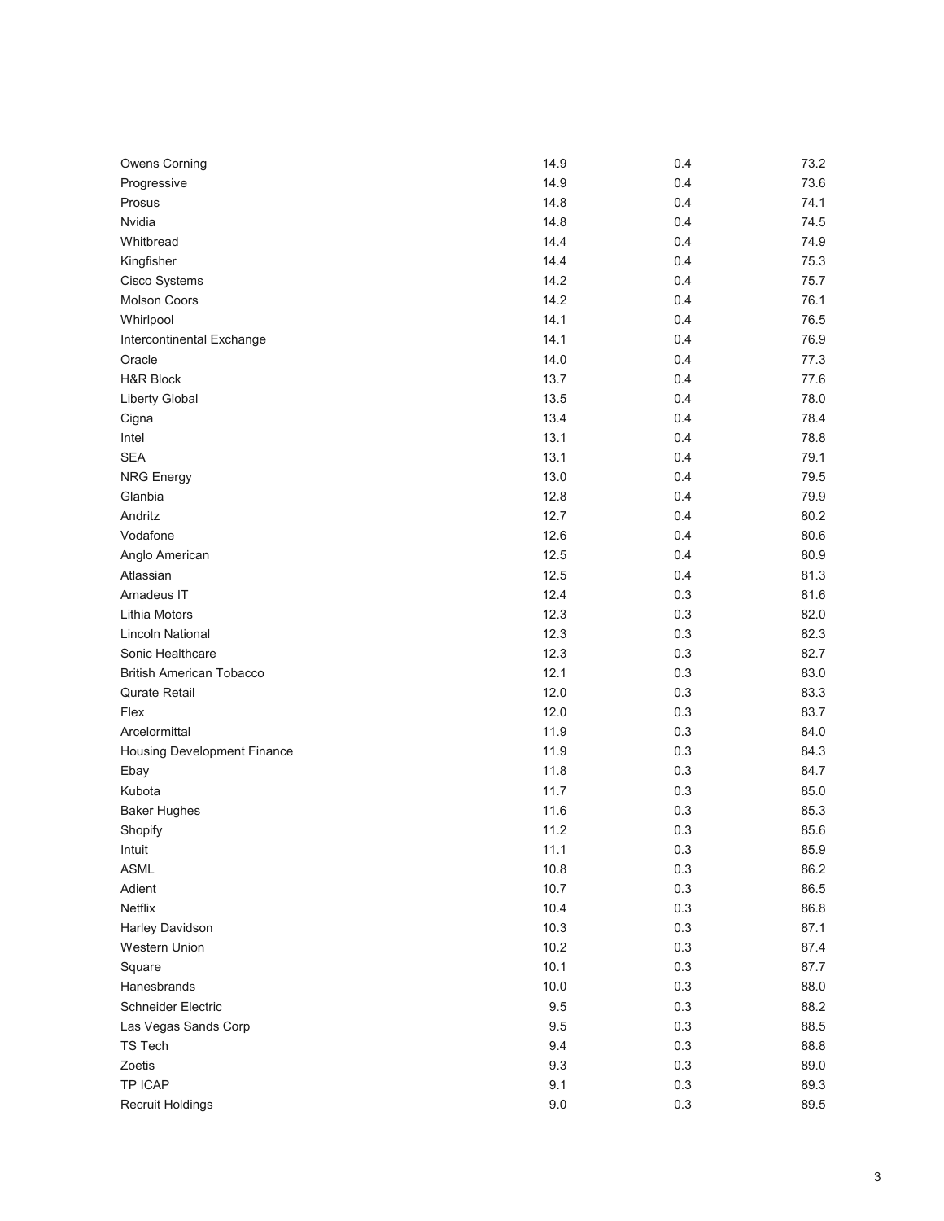| | | | |
|---|---|---|---|
| Owens Corning | 14.9 | 0.4 | 73.2 |
| Progressive | 14.9 | 0.4 | 73.6 |
| Prosus | 14.8 | 0.4 | 74.1 |
| Nvidia | 14.8 | 0.4 | 74.5 |
| Whitbread | 14.4 | 0.4 | 74.9 |
| Kingfisher | 14.4 | 0.4 | 75.3 |
| Cisco Systems | 14.2 | 0.4 | 75.7 |
| Molson Coors | 14.2 | 0.4 | 76.1 |
| Whirlpool | 14.1 | 0.4 | 76.5 |
| Intercontinental Exchange | 14.1 | 0.4 | 76.9 |
| Oracle | 14.0 | 0.4 | 77.3 |
| H&R Block | 13.7 | 0.4 | 77.6 |
| Liberty Global | 13.5 | 0.4 | 78.0 |
| Cigna | 13.4 | 0.4 | 78.4 |
| Intel | 13.1 | 0.4 | 78.8 |
| SEA | 13.1 | 0.4 | 79.1 |
| NRG Energy | 13.0 | 0.4 | 79.5 |
| Glanbia | 12.8 | 0.4 | 79.9 |
| Andritz | 12.7 | 0.4 | 80.2 |
| Vodafone | 12.6 | 0.4 | 80.6 |
| Anglo American | 12.5 | 0.4 | 80.9 |
| Atlassian | 12.5 | 0.4 | 81.3 |
| Amadeus IT | 12.4 | 0.3 | 81.6 |
| Lithia Motors | 12.3 | 0.3 | 82.0 |
| Lincoln National | 12.3 | 0.3 | 82.3 |
| Sonic Healthcare | 12.3 | 0.3 | 82.7 |
| British American Tobacco | 12.1 | 0.3 | 83.0 |
| Qurate Retail | 12.0 | 0.3 | 83.3 |
| Flex | 12.0 | 0.3 | 83.7 |
| Arcelormittal | 11.9 | 0.3 | 84.0 |
| Housing Development Finance | 11.9 | 0.3 | 84.3 |
| Ebay | 11.8 | 0.3 | 84.7 |
| Kubota | 11.7 | 0.3 | 85.0 |
| Baker Hughes | 11.6 | 0.3 | 85.3 |
| Shopify | 11.2 | 0.3 | 85.6 |
| Intuit | 11.1 | 0.3 | 85.9 |
| ASML | 10.8 | 0.3 | 86.2 |
| Adient | 10.7 | 0.3 | 86.5 |
| Netflix | 10.4 | 0.3 | 86.8 |
| Harley Davidson | 10.3 | 0.3 | 87.1 |
| Western Union | 10.2 | 0.3 | 87.4 |
| Square | 10.1 | 0.3 | 87.7 |
| Hanesbrands | 10.0 | 0.3 | 88.0 |
| Schneider Electric | 9.5 | 0.3 | 88.2 |
| Las Vegas Sands Corp | 9.5 | 0.3 | 88.5 |
| TS Tech | 9.4 | 0.3 | 88.8 |
| Zoetis | 9.3 | 0.3 | 89.0 |
| TP ICAP | 9.1 | 0.3 | 89.3 |
| Recruit Holdings | 9.0 | 0.3 | 89.5 |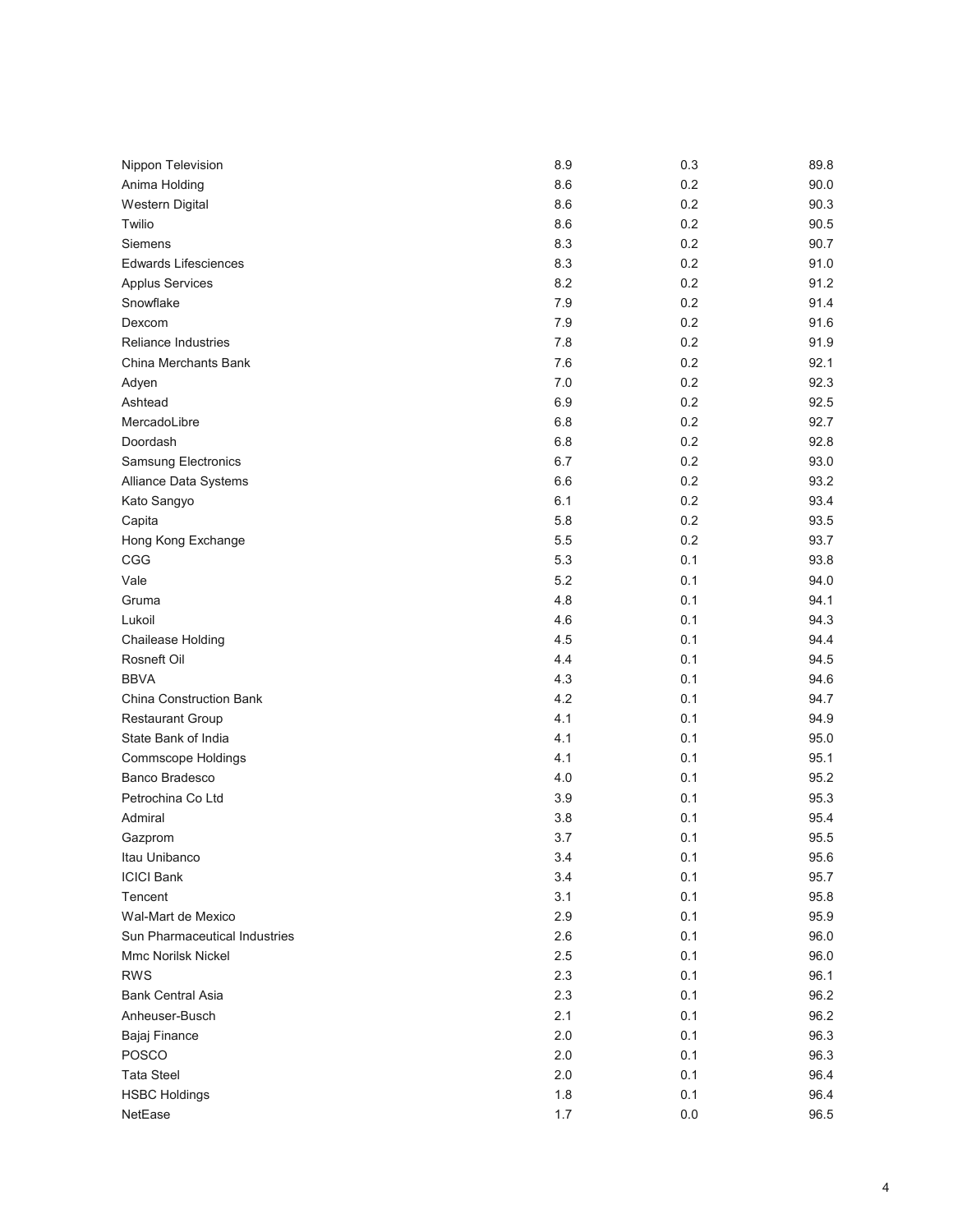| | | | |
|---|---|---|---|
| Nippon Television | 8.9 | 0.3 | 89.8 |
| Anima Holding | 8.6 | 0.2 | 90.0 |
| Western Digital | 8.6 | 0.2 | 90.3 |
| Twilio | 8.6 | 0.2 | 90.5 |
| Siemens | 8.3 | 0.2 | 90.7 |
| Edwards Lifesciences | 8.3 | 0.2 | 91.0 |
| Applus Services | 8.2 | 0.2 | 91.2 |
| Snowflake | 7.9 | 0.2 | 91.4 |
| Dexcom | 7.9 | 0.2 | 91.6 |
| Reliance Industries | 7.8 | 0.2 | 91.9 |
| China Merchants Bank | 7.6 | 0.2 | 92.1 |
| Adyen | 7.0 | 0.2 | 92.3 |
| Ashtead | 6.9 | 0.2 | 92.5 |
| MercadoLibre | 6.8 | 0.2 | 92.7 |
| Doordash | 6.8 | 0.2 | 92.8 |
| Samsung Electronics | 6.7 | 0.2 | 93.0 |
| Alliance Data Systems | 6.6 | 0.2 | 93.2 |
| Kato Sangyo | 6.1 | 0.2 | 93.4 |
| Capita | 5.8 | 0.2 | 93.5 |
| Hong Kong Exchange | 5.5 | 0.2 | 93.7 |
| CGG | 5.3 | 0.1 | 93.8 |
| Vale | 5.2 | 0.1 | 94.0 |
| Gruma | 4.8 | 0.1 | 94.1 |
| Lukoil | 4.6 | 0.1 | 94.3 |
| Chailease Holding | 4.5 | 0.1 | 94.4 |
| Rosneft Oil | 4.4 | 0.1 | 94.5 |
| BBVA | 4.3 | 0.1 | 94.6 |
| China Construction Bank | 4.2 | 0.1 | 94.7 |
| Restaurant Group | 4.1 | 0.1 | 94.9 |
| State Bank of India | 4.1 | 0.1 | 95.0 |
| Commscope Holdings | 4.1 | 0.1 | 95.1 |
| Banco Bradesco | 4.0 | 0.1 | 95.2 |
| Petrochina Co Ltd | 3.9 | 0.1 | 95.3 |
| Admiral | 3.8 | 0.1 | 95.4 |
| Gazprom | 3.7 | 0.1 | 95.5 |
| Itau Unibanco | 3.4 | 0.1 | 95.6 |
| ICICI Bank | 3.4 | 0.1 | 95.7 |
| Tencent | 3.1 | 0.1 | 95.8 |
| Wal-Mart de Mexico | 2.9 | 0.1 | 95.9 |
| Sun Pharmaceutical Industries | 2.6 | 0.1 | 96.0 |
| Mmc Norilsk Nickel | 2.5 | 0.1 | 96.0 |
| RWS | 2.3 | 0.1 | 96.1 |
| Bank Central Asia | 2.3 | 0.1 | 96.2 |
| Anheuser-Busch | 2.1 | 0.1 | 96.2 |
| Bajaj Finance | 2.0 | 0.1 | 96.3 |
| POSCO | 2.0 | 0.1 | 96.3 |
| Tata Steel | 2.0 | 0.1 | 96.4 |
| HSBC Holdings | 1.8 | 0.1 | 96.4 |
| NetEase | 1.7 | 0.0 | 96.5 |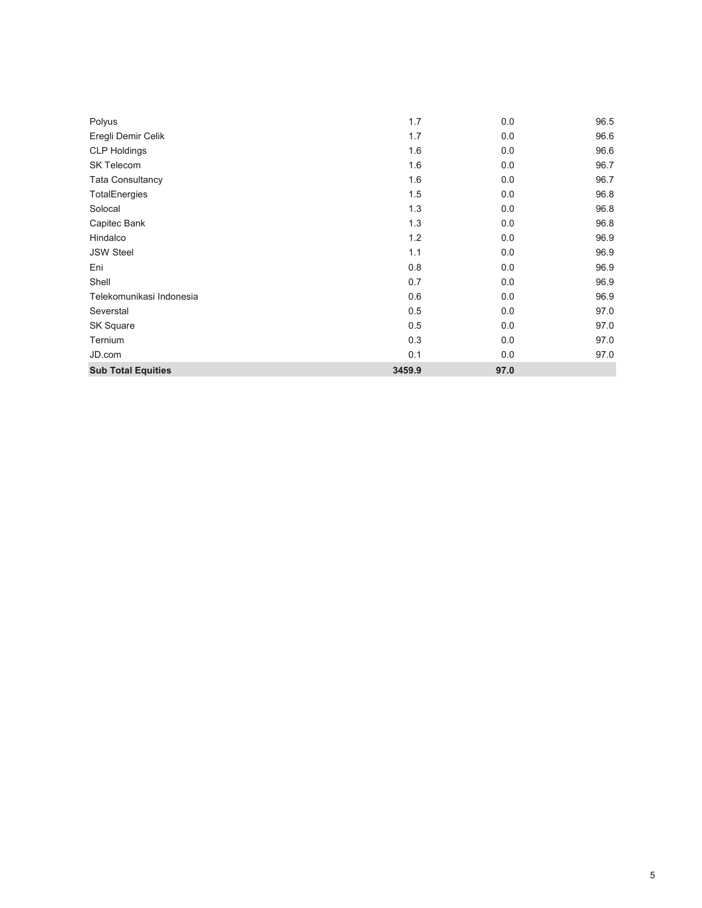| | | | |
|---|---|---|---|
| Polyus | 1.7 | 0.0 | 96.5 |
| Eregli Demir Celik | 1.7 | 0.0 | 96.6 |
| CLP Holdings | 1.6 | 0.0 | 96.6 |
| SK Telecom | 1.6 | 0.0 | 96.7 |
| Tata Consultancy | 1.6 | 0.0 | 96.7 |
| TotalEnergies | 1.5 | 0.0 | 96.8 |
| Solocal | 1.3 | 0.0 | 96.8 |
| Capitec Bank | 1.3 | 0.0 | 96.8 |
| Hindalco | 1.2 | 0.0 | 96.9 |
| JSW Steel | 1.1 | 0.0 | 96.9 |
| Eni | 0.8 | 0.0 | 96.9 |
| Shell | 0.7 | 0.0 | 96.9 |
| Telekomunikasi Indonesia | 0.6 | 0.0 | 96.9 |
| Severstal | 0.5 | 0.0 | 97.0 |
| SK Square | 0.5 | 0.0 | 97.0 |
| Ternium | 0.3 | 0.0 | 97.0 |
| JD.com | 0.1 | 0.0 | 97.0 |
| **Sub Total Equities** | **3459.9** | **97.0** | |